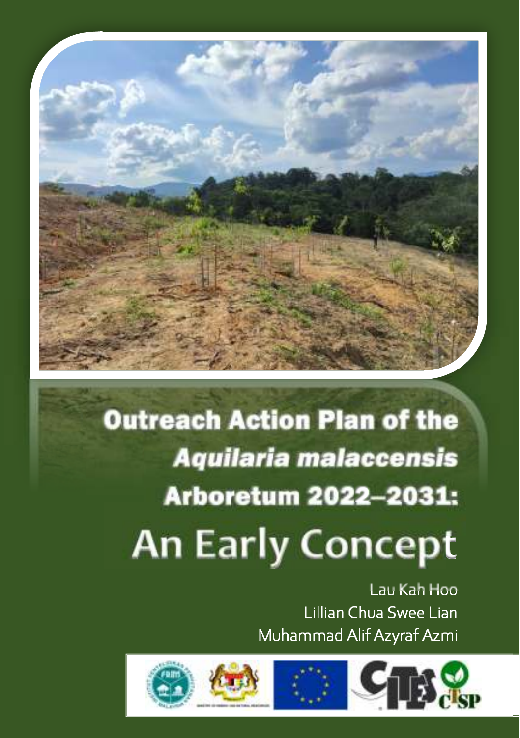# Outreach Action Plan of the *Aquilaria malaccensis* Arboretum 2022–2031:

# An Early Concept

Lau Kah Hoo

Lillian Chua Swee Lian

Muhammad Alif Azyraf Azmi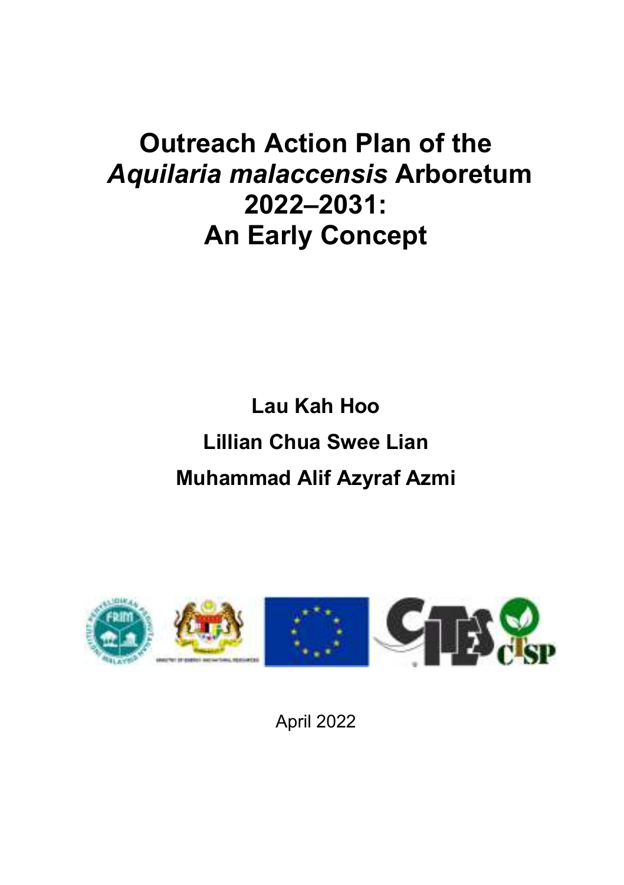# Outreach Action Plan of the *Aquilaria malaccensis* Arboretum 2022–2031: An Early Concept

**Lau Kah Hoo**

**Lillian Chua Swee Lian**

**Muhammad Alif Azyraf Azmi**

April 2022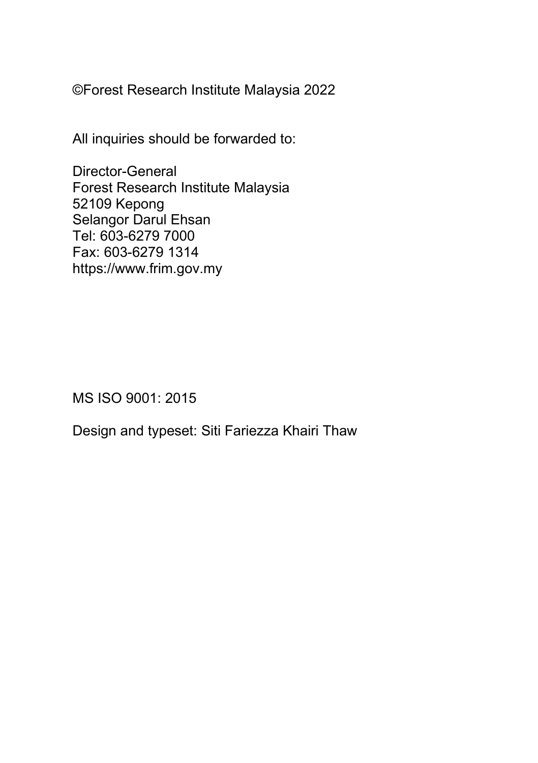©Forest Research Institute Malaysia 2022

All inquiries should be forwarded to:

Director-General  
Forest Research Institute Malaysia  
52109 Kepong  
Selangor Darul Ehsan  
Tel: 603-6279 7000  
Fax: 603-6279 1314  
https://www.frim.gov.my

MS ISO 9001: 2015

Design and typeset: Siti Fariezza Khairi Thaw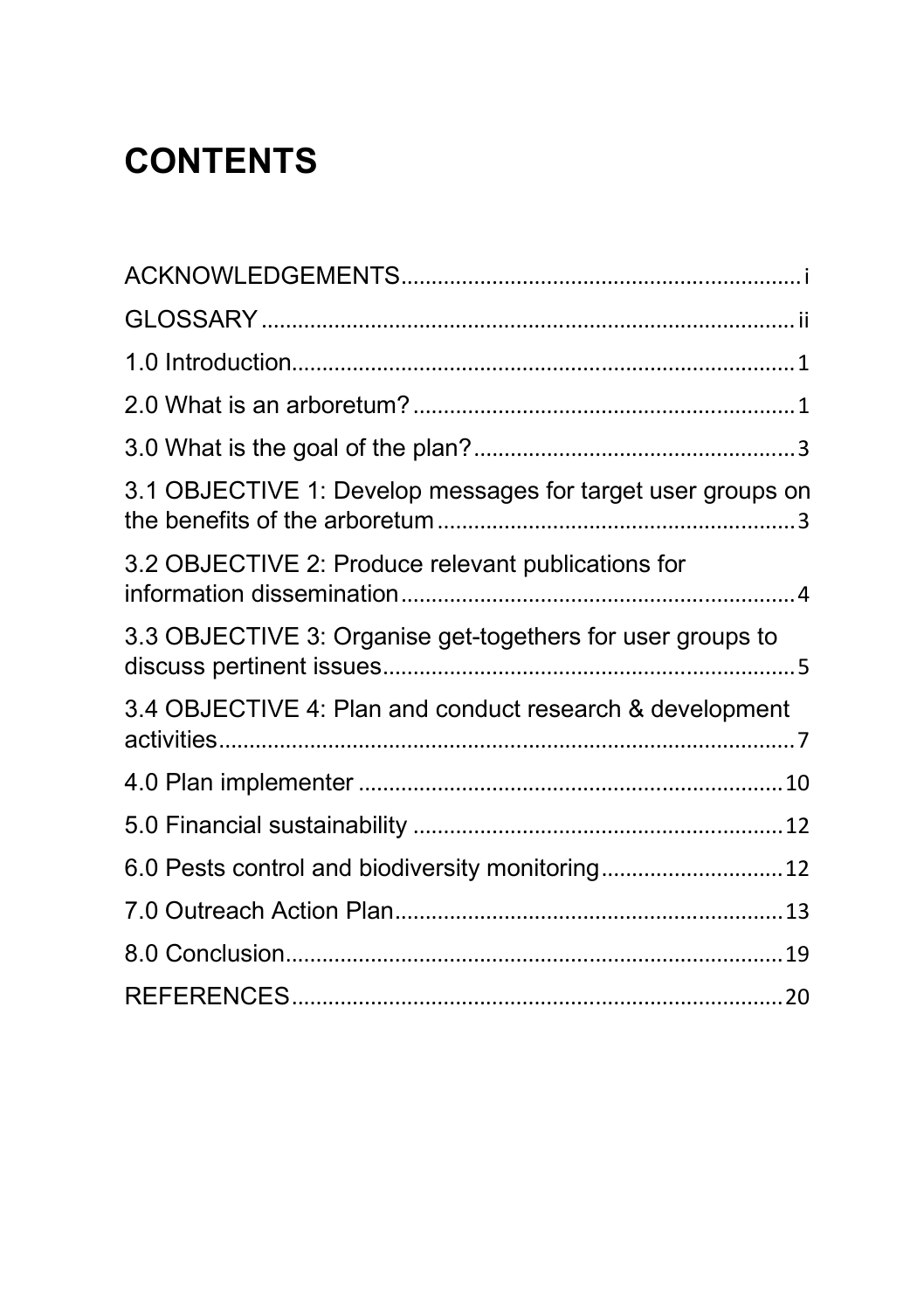# CONTENTS

ACKNOWLEDGEMENTS .......... i

GLOSSARY .......... ii

1.0 Introduction .......... 1

2.0 What is an arboretum? .......... 1

3.0 What is the goal of the plan? .......... 3

3.1 OBJECTIVE 1: Develop messages for target user groups on the benefits of the arboretum .......... 3

3.2 OBJECTIVE 2: Produce relevant publications for information dissemination .......... 4

3.3 OBJECTIVE 3: Organise get-togethers for user groups to discuss pertinent issues .......... 5

3.4 OBJECTIVE 4: Plan and conduct research & development activities .......... 7

4.0 Plan implementer .......... 10

5.0 Financial sustainability .......... 12

6.0 Pests control and biodiversity monitoring .......... 12

7.0 Outreach Action Plan .......... 13

8.0 Conclusion .......... 19

REFERENCES .......... 20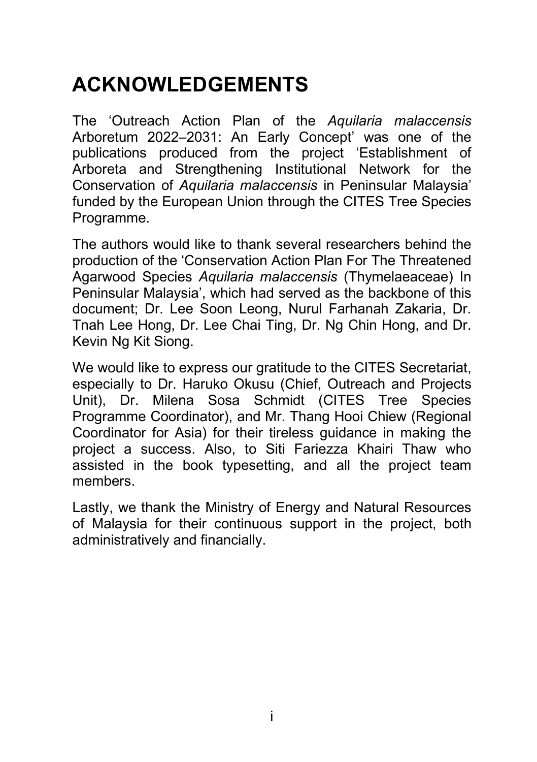# ACKNOWLEDGEMENTS

The 'Outreach Action Plan of the *Aquilaria malaccensis* Arboretum 2022–2031: An Early Concept' was one of the publications produced from the project 'Establishment of Arboreta and Strengthening Institutional Network for the Conservation of *Aquilaria malaccensis* in Peninsular Malaysia' funded by the European Union through the CITES Tree Species Programme.

The authors would like to thank several researchers behind the production of the 'Conservation Action Plan For The Threatened Agarwood Species *Aquilaria malaccensis* (Thymelaeaceae) In Peninsular Malaysia', which had served as the backbone of this document; Dr. Lee Soon Leong, Nurul Farhanah Zakaria, Dr. Tnah Lee Hong, Dr. Lee Chai Ting, Dr. Ng Chin Hong, and Dr. Kevin Ng Kit Siong.

We would like to express our gratitude to the CITES Secretariat, especially to Dr. Haruko Okusu (Chief, Outreach and Projects Unit), Dr. Milena Sosa Schmidt (CITES Tree Species Programme Coordinator), and Mr. Thang Hooi Chiew (Regional Coordinator for Asia) for their tireless guidance in making the project a success. Also, to Siti Fariezza Khairi Thaw who assisted in the book typesetting, and all the project team members.

Lastly, we thank the Ministry of Energy and Natural Resources of Malaysia for their continuous support in the project, both administratively and financially.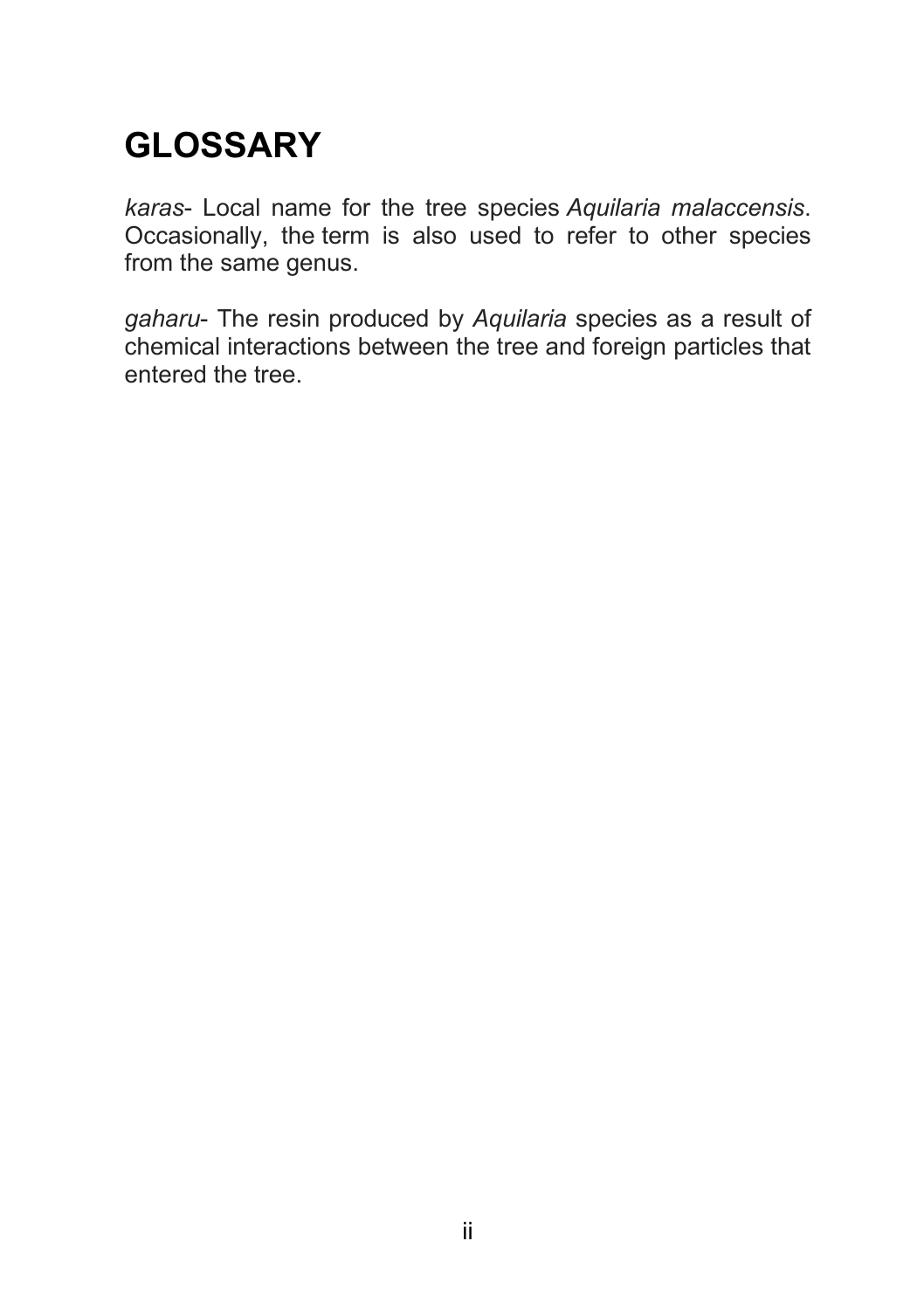# GLOSSARY

*karas*- Local name for the tree species *Aquilaria malaccensis*. Occasionally, the term is also used to refer to other species from the same genus.

*gaharu*- The resin produced by *Aquilaria* species as a result of chemical interactions between the tree and foreign particles that entered the tree.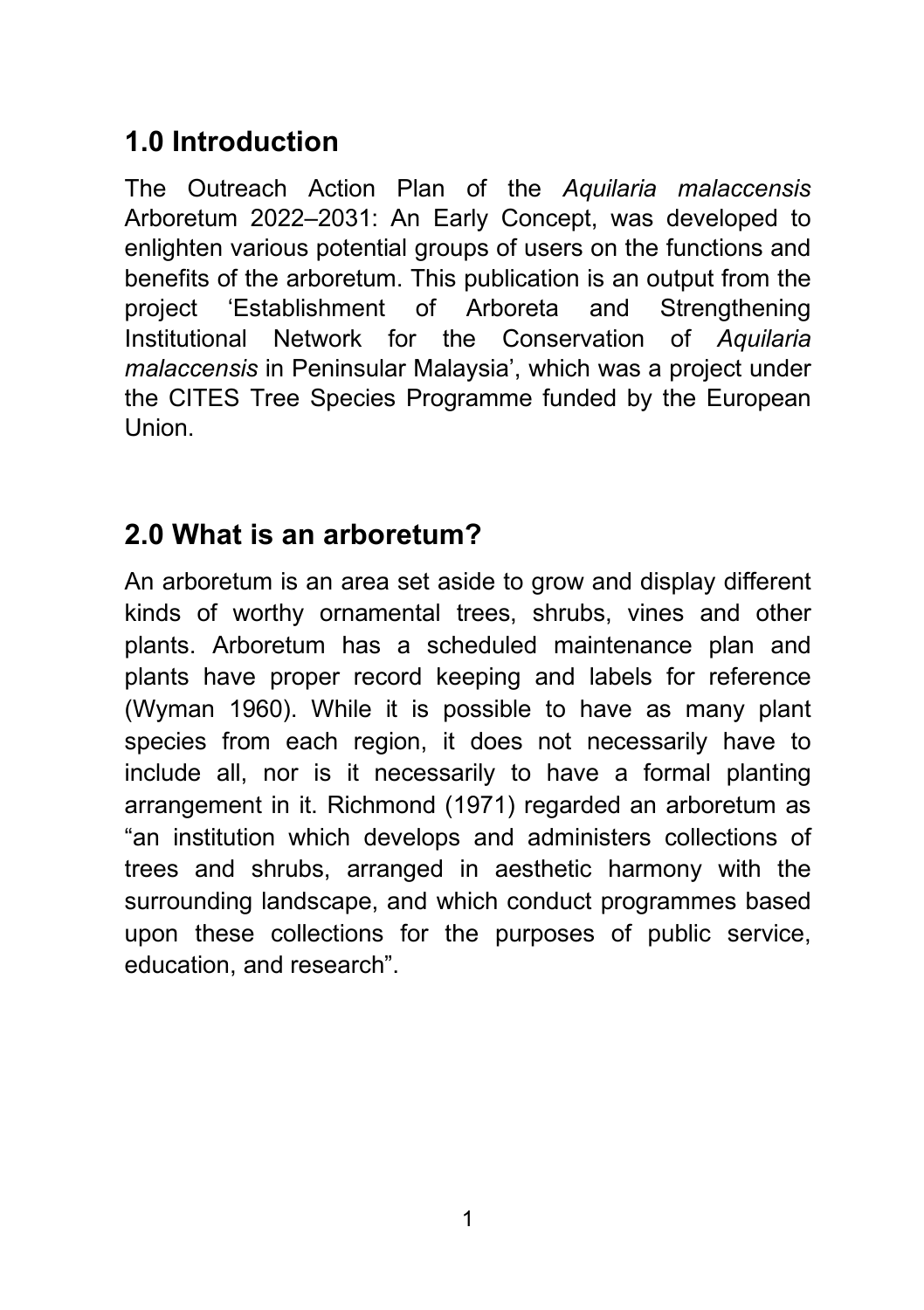## 1.0 Introduction

The Outreach Action Plan of the *Aquilaria malaccensis* Arboretum 2022–2031: An Early Concept, was developed to enlighten various potential groups of users on the functions and benefits of the arboretum. This publication is an output from the project 'Establishment of Arboreta and Strengthening Institutional Network for the Conservation of *Aquilaria malaccensis* in Peninsular Malaysia', which was a project under the CITES Tree Species Programme funded by the European Union.

## 2.0 What is an arboretum?

An arboretum is an area set aside to grow and display different kinds of worthy ornamental trees, shrubs, vines and other plants. Arboretum has a scheduled maintenance plan and plants have proper record keeping and labels for reference (Wyman 1960). While it is possible to have as many plant species from each region, it does not necessarily have to include all, nor is it necessarily to have a formal planting arrangement in it. Richmond (1971) regarded an arboretum as "an institution which develops and administers collections of trees and shrubs, arranged in aesthetic harmony with the surrounding landscape, and which conduct programmes based upon these collections for the purposes of public service, education, and research".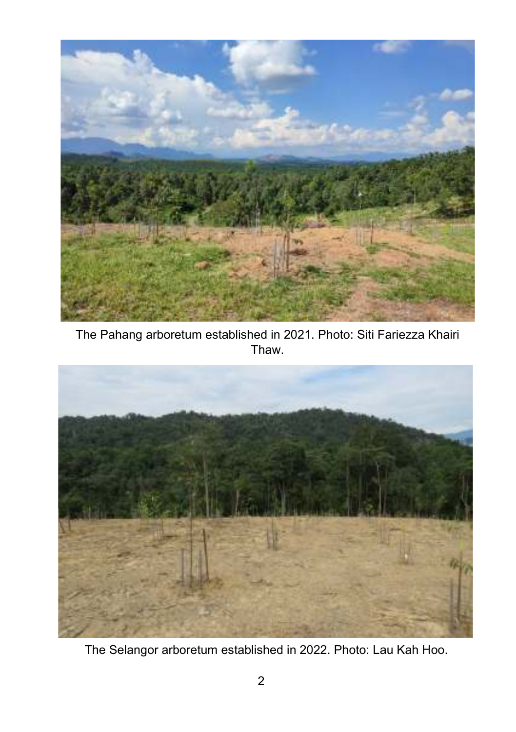The Pahang arboretum established in 2021. Photo: Siti Fariezza Khairi Thaw.

The Selangor arboretum established in 2022. Photo: Lau Kah Hoo.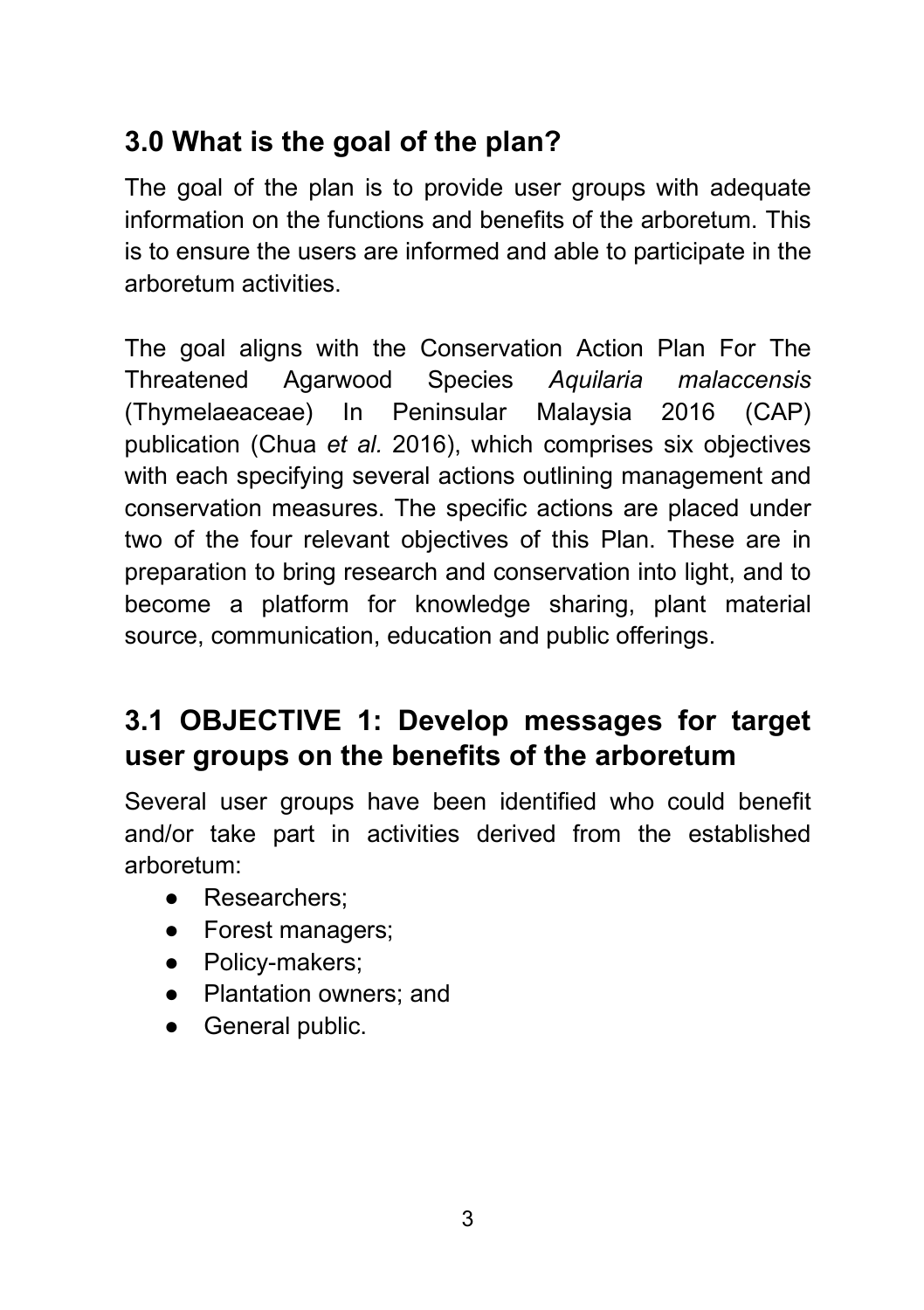## 3.0 What is the goal of the plan?

The goal of the plan is to provide user groups with adequate information on the functions and benefits of the arboretum. This is to ensure the users are informed and able to participate in the arboretum activities.

The goal aligns with the Conservation Action Plan For The Threatened Agarwood Species *Aquilaria malaccensis* (Thymelaeaceae) In Peninsular Malaysia 2016 (CAP) publication (Chua *et al.* 2016), which comprises six objectives with each specifying several actions outlining management and conservation measures. The specific actions are placed under two of the four relevant objectives of this Plan. These are in preparation to bring research and conservation into light, and to become a platform for knowledge sharing, plant material source, communication, education and public offerings.

## 3.1 OBJECTIVE 1: Develop messages for target user groups on the benefits of the arboretum

Several user groups have been identified who could benefit and/or take part in activities derived from the established arboretum:

- Researchers;
- Forest managers;
- Policy-makers;
- Plantation owners; and
- General public.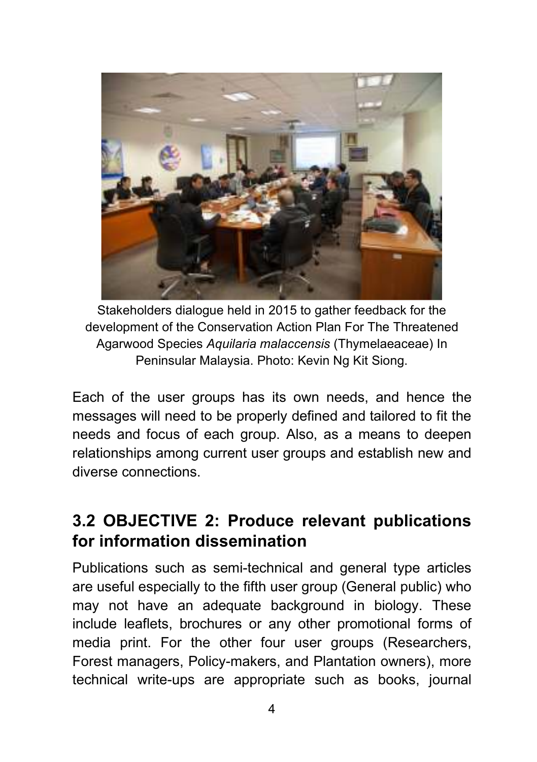Stakeholders dialogue held in 2015 to gather feedback for the development of the Conservation Action Plan For The Threatened Agarwood Species *Aquilaria malaccensis* (Thymelaeaceae) In Peninsular Malaysia. Photo: Kevin Ng Kit Siong.

Each of the user groups has its own needs, and hence the messages will need to be properly defined and tailored to fit the needs and focus of each group. Also, as a means to deepen relationships among current user groups and establish new and diverse connections.

## 3.2 OBJECTIVE 2: Produce relevant publications for information dissemination

Publications such as semi-technical and general type articles are useful especially to the fifth user group (General public) who may not have an adequate background in biology. These include leaflets, brochures or any other promotional forms of media print. For the other four user groups (Researchers, Forest managers, Policy-makers, and Plantation owners), more technical write-ups are appropriate such as books, journal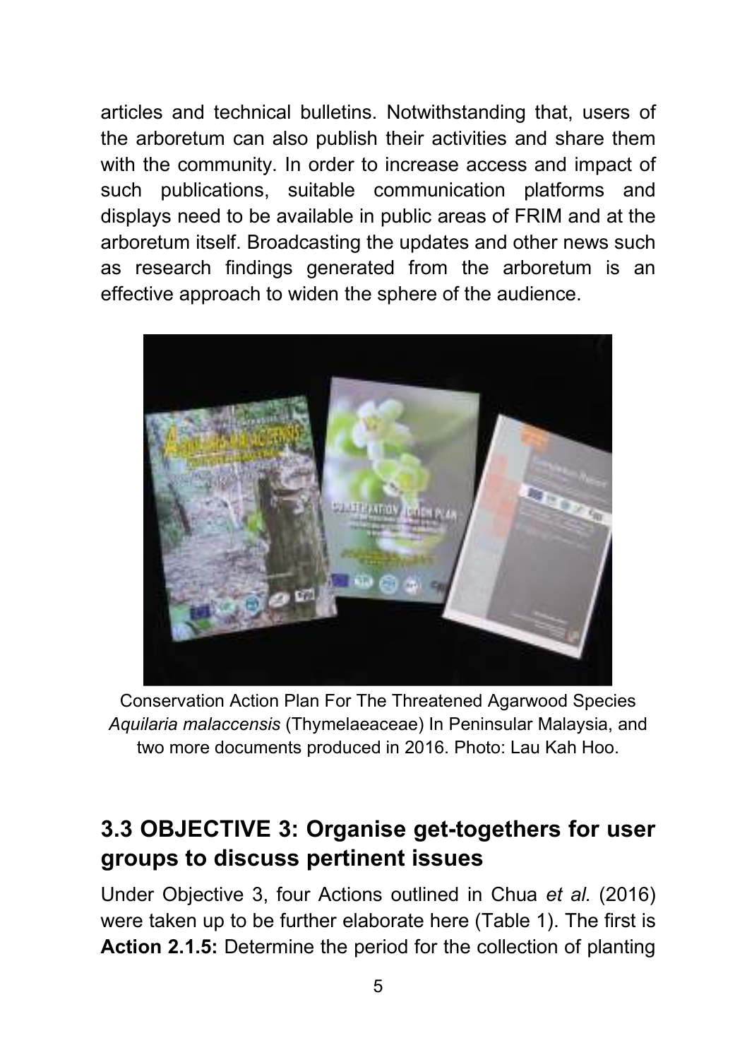articles and technical bulletins. Notwithstanding that, users of the arboretum can also publish their activities and share them with the community. In order to increase access and impact of such publications, suitable communication platforms and displays need to be available in public areas of FRIM and at the arboretum itself. Broadcasting the updates and other news such as research findings generated from the arboretum is an effective approach to widen the sphere of the audience.

Conservation Action Plan For The Threatened Agarwood Species *Aquilaria malaccensis* (Thymelaeaceae) In Peninsular Malaysia, and two more documents produced in 2016. Photo: Lau Kah Hoo.

## 3.3 OBJECTIVE 3: Organise get-togethers for user groups to discuss pertinent issues

Under Objective 3, four Actions outlined in Chua *et al.* (2016) were taken up to be further elaborate here (Table 1). The first is **Action 2.1.5:** Determine the period for the collection of planting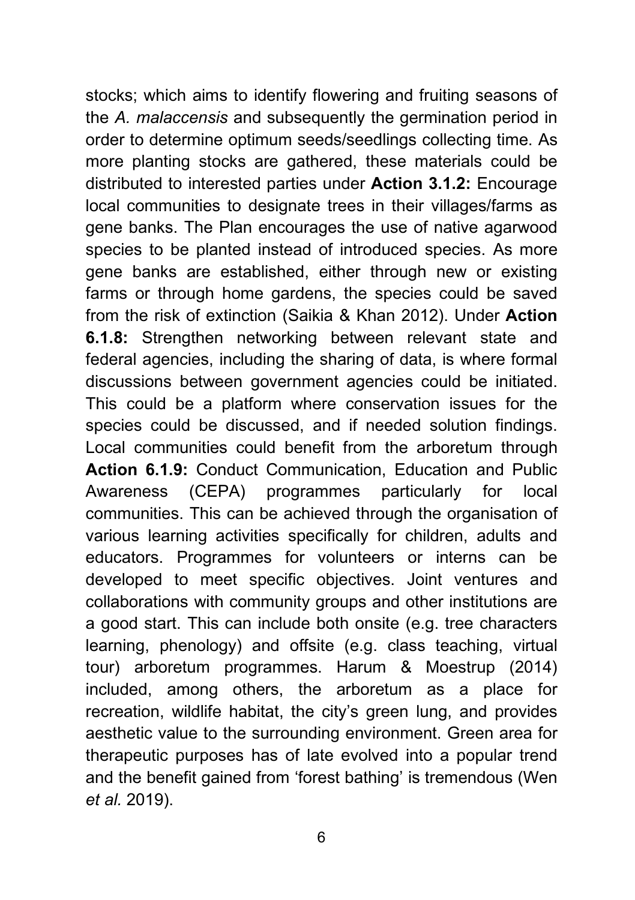stocks; which aims to identify flowering and fruiting seasons of the *A. malaccensis* and subsequently the germination period in order to determine optimum seeds/seedlings collecting time. As more planting stocks are gathered, these materials could be distributed to interested parties under **Action 3.1.2:** Encourage local communities to designate trees in their villages/farms as gene banks. The Plan encourages the use of native agarwood species to be planted instead of introduced species. As more gene banks are established, either through new or existing farms or through home gardens, the species could be saved from the risk of extinction (Saikia & Khan 2012). Under **Action 6.1.8:** Strengthen networking between relevant state and federal agencies, including the sharing of data, is where formal discussions between government agencies could be initiated. This could be a platform where conservation issues for the species could be discussed, and if needed solution findings. Local communities could benefit from the arboretum through **Action 6.1.9:** Conduct Communication, Education and Public Awareness (CEPA) programmes particularly for local communities. This can be achieved through the organisation of various learning activities specifically for children, adults and educators. Programmes for volunteers or interns can be developed to meet specific objectives. Joint ventures and collaborations with community groups and other institutions are a good start. This can include both onsite (e.g. tree characters learning, phenology) and offsite (e.g. class teaching, virtual tour) arboretum programmes. Harum & Moestrup (2014) included, among others, the arboretum as a place for recreation, wildlife habitat, the city's green lung, and provides aesthetic value to the surrounding environment. Green area for therapeutic purposes has of late evolved into a popular trend and the benefit gained from 'forest bathing' is tremendous (Wen *et al.* 2019).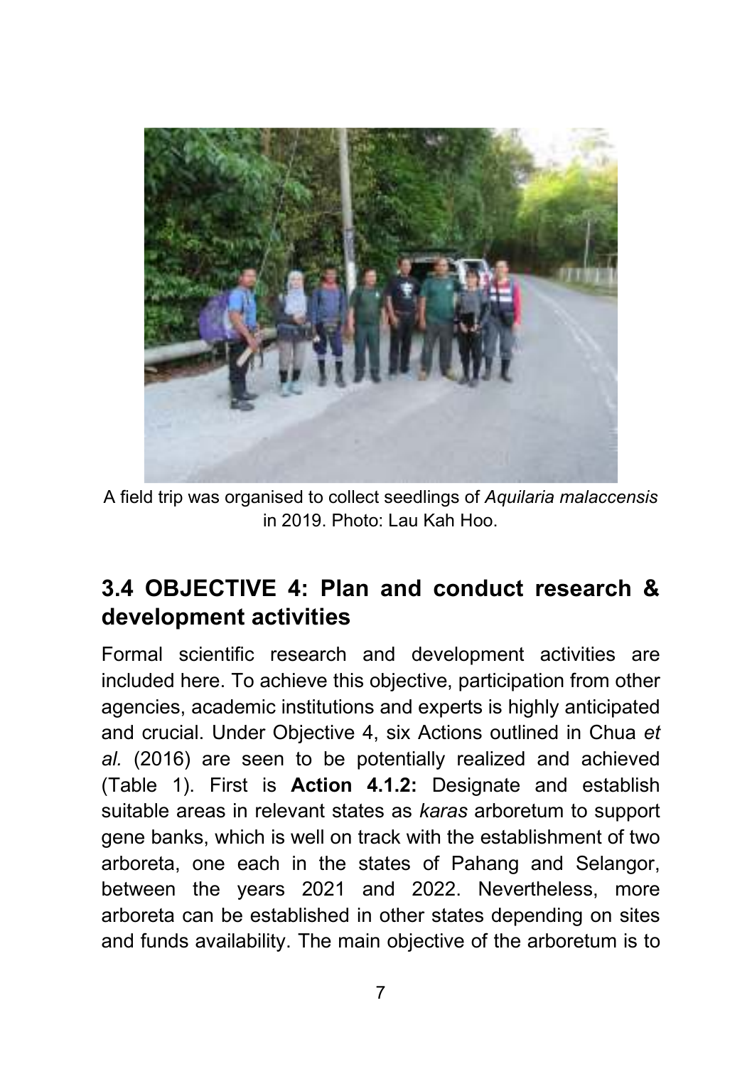A field trip was organised to collect seedlings of *Aquilaria malaccensis* in 2019. Photo: Lau Kah Hoo.

## 3.4 OBJECTIVE 4: Plan and conduct research & development activities

Formal scientific research and development activities are included here. To achieve this objective, participation from other agencies, academic institutions and experts is highly anticipated and crucial. Under Objective 4, six Actions outlined in Chua *et al.* (2016) are seen to be potentially realized and achieved (Table 1). First is **Action 4.1.2:** Designate and establish suitable areas in relevant states as *karas* arboretum to support gene banks, which is well on track with the establishment of two arboreta, one each in the states of Pahang and Selangor, between the years 2021 and 2022. Nevertheless, more arboreta can be established in other states depending on sites and funds availability. The main objective of the arboretum is to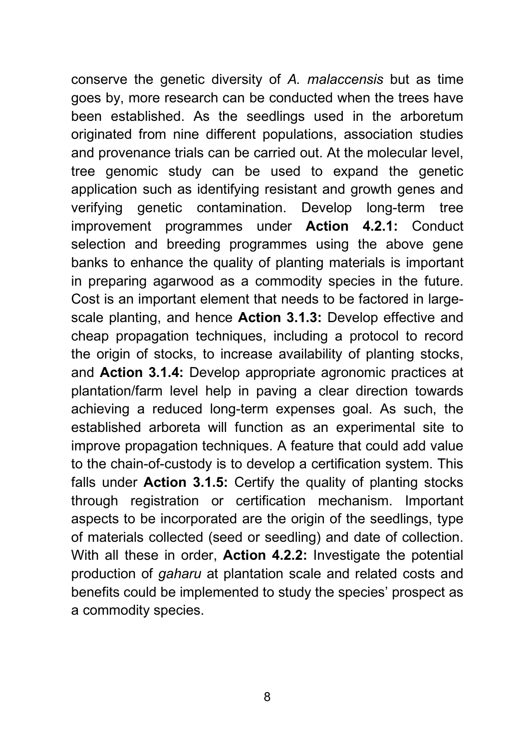conserve the genetic diversity of *A. malaccensis* but as time goes by, more research can be conducted when the trees have been established. As the seedlings used in the arboretum originated from nine different populations, association studies and provenance trials can be carried out. At the molecular level, tree genomic study can be used to expand the genetic application such as identifying resistant and growth genes and verifying genetic contamination. Develop long-term tree improvement programmes under **Action 4.2.1:** Conduct selection and breeding programmes using the above gene banks to enhance the quality of planting materials is important in preparing agarwood as a commodity species in the future. Cost is an important element that needs to be factored in large-scale planting, and hence **Action 3.1.3:** Develop effective and cheap propagation techniques, including a protocol to record the origin of stocks, to increase availability of planting stocks, and **Action 3.1.4:** Develop appropriate agronomic practices at plantation/farm level help in paving a clear direction towards achieving a reduced long-term expenses goal. As such, the established arboreta will function as an experimental site to improve propagation techniques. A feature that could add value to the chain-of-custody is to develop a certification system. This falls under **Action 3.1.5:** Certify the quality of planting stocks through registration or certification mechanism. Important aspects to be incorporated are the origin of the seedlings, type of materials collected (seed or seedling) and date of collection. With all these in order, **Action 4.2.2:** Investigate the potential production of *gaharu* at plantation scale and related costs and benefits could be implemented to study the species' prospect as a commodity species.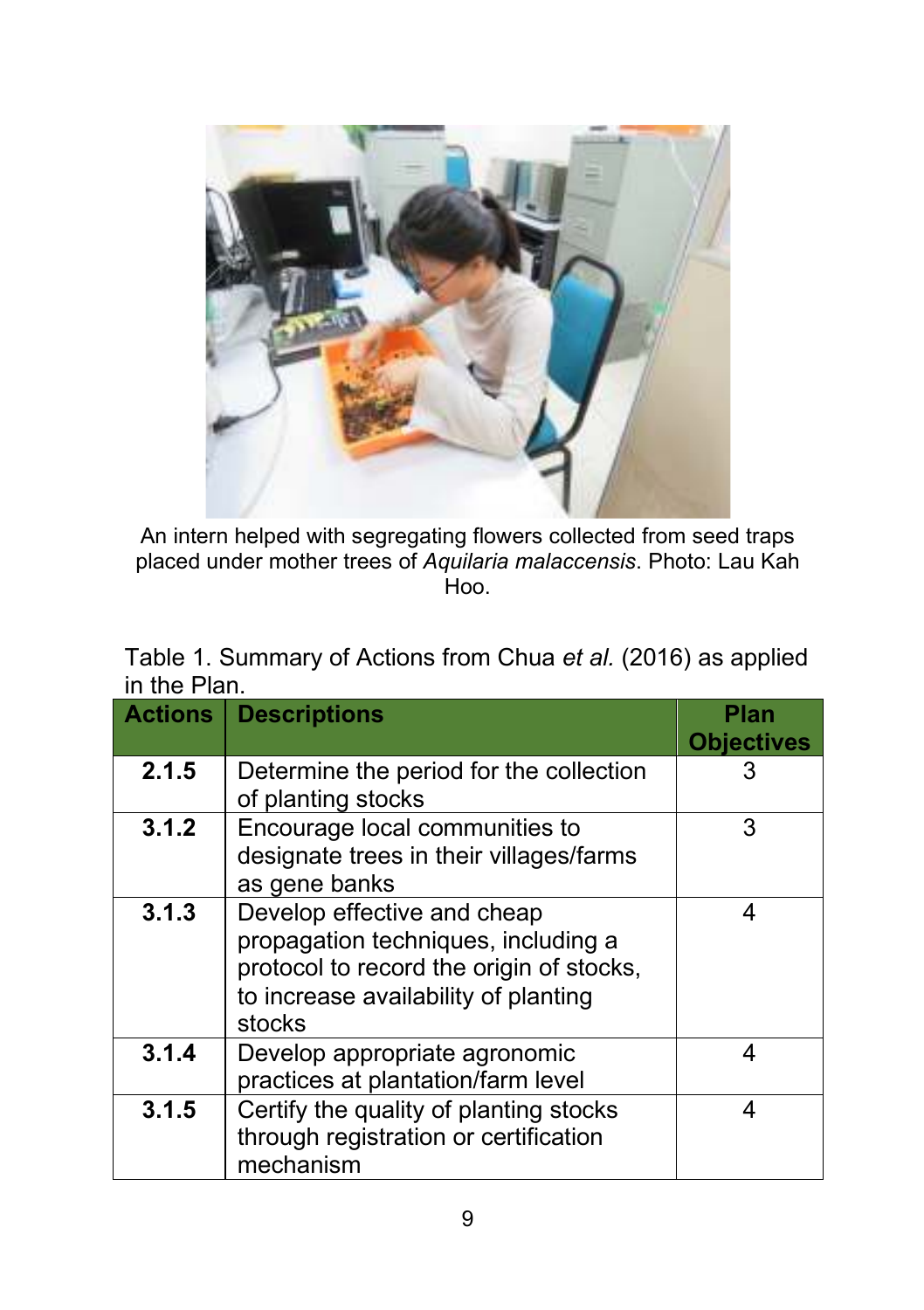An intern helped with segregating flowers collected from seed traps placed under mother trees of *Aquilaria malaccensis*. Photo: Lau Kah Hoo.

Table 1. Summary of Actions from Chua *et al.* (2016) as applied in the Plan.

| Actions | Descriptions | Plan Objectives |
|---|---|---|
| **2.1.5** | Determine the period for the collection of planting stocks | 3 |
| **3.1.2** | Encourage local communities to designate trees in their villages/farms as gene banks | 3 |
| **3.1.3** | Develop effective and cheap propagation techniques, including a protocol to record the origin of stocks, to increase availability of planting stocks | 4 |
| **3.1.4** | Develop appropriate agronomic practices at plantation/farm level | 4 |
| **3.1.5** | Certify the quality of planting stocks through registration or certification mechanism | 4 |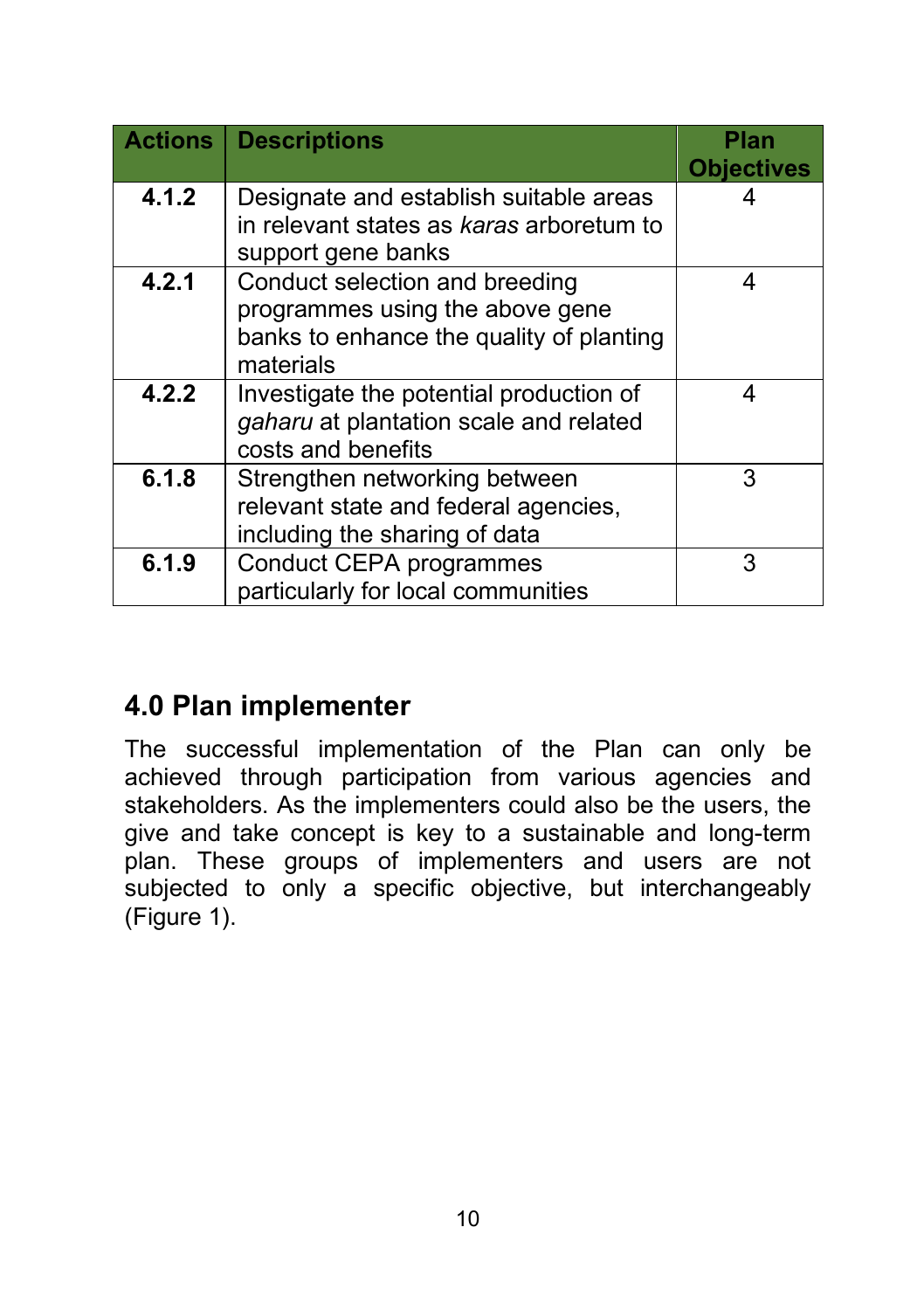| Actions | Descriptions | Plan Objectives |
|---|---|---|
| **4.1.2** | Designate and establish suitable areas in relevant states as *karas* arboretum to support gene banks | 4 |
| **4.2.1** | Conduct selection and breeding programmes using the above gene banks to enhance the quality of planting materials | 4 |
| **4.2.2** | Investigate the potential production of *gaharu* at plantation scale and related costs and benefits | 4 |
| **6.1.8** | Strengthen networking between relevant state and federal agencies, including the sharing of data | 3 |
| **6.1.9** | Conduct CEPA programmes particularly for local communities | 3 |

## 4.0 Plan implementer

The successful implementation of the Plan can only be achieved through participation from various agencies and stakeholders. As the implementers could also be the users, the give and take concept is key to a sustainable and long-term plan. These groups of implementers and users are not subjected to only a specific objective, but interchangeably (Figure 1).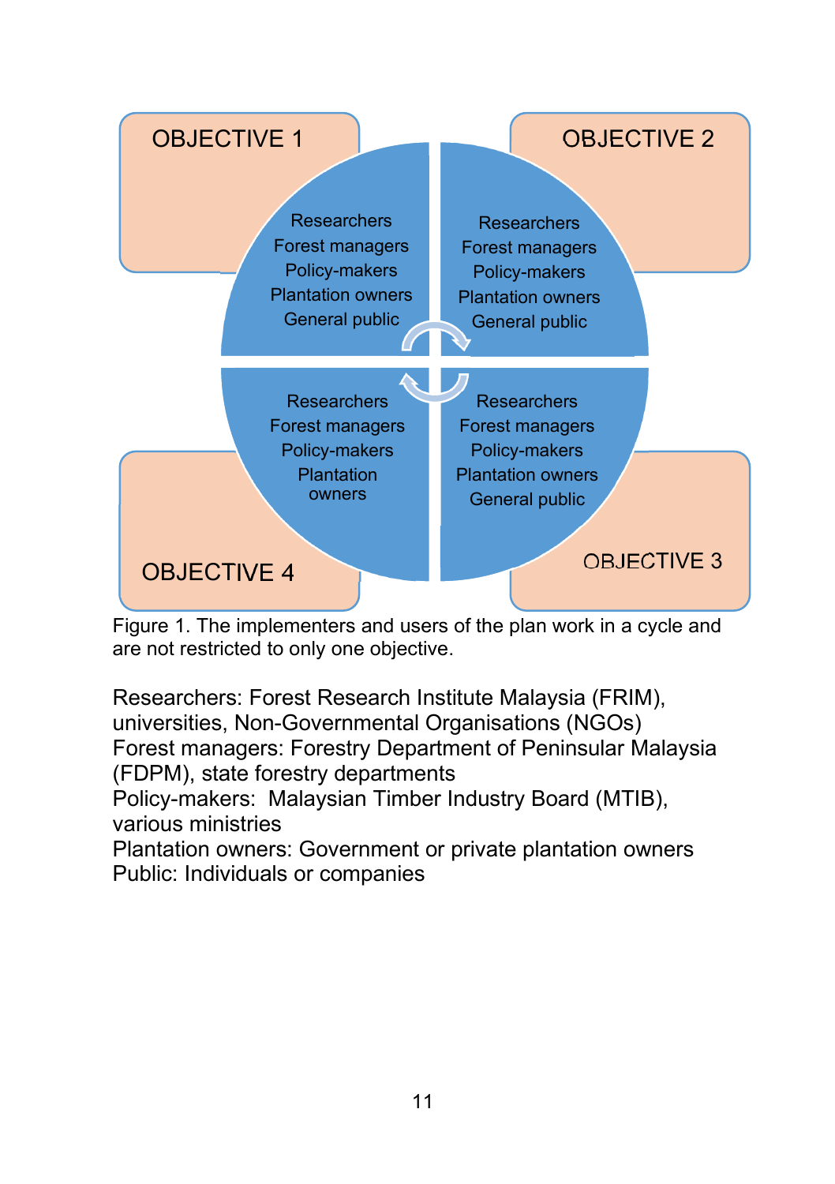OBJECTIVE 1

Researchers
Forest managers
Policy-makers
Plantation owners
General public

OBJECTIVE 2

Researchers
Forest managers
Policy-makers
Plantation owners
General public

OBJECTIVE 3

Researchers
Forest managers
Policy-makers
Plantation owners
General public

OBJECTIVE 4

Researchers
Forest managers
Policy-makers
Plantation owners

Figure 1. The implementers and users of the plan work in a cycle and are not restricted to only one objective.

Researchers: Forest Research Institute Malaysia (FRIM), universities, Non-Governmental Organisations (NGOs)
Forest managers: Forestry Department of Peninsular Malaysia (FDPM), state forestry departments
Policy-makers: Malaysian Timber Industry Board (MTIB), various ministries
Plantation owners: Government or private plantation owners
Public: Individuals or companies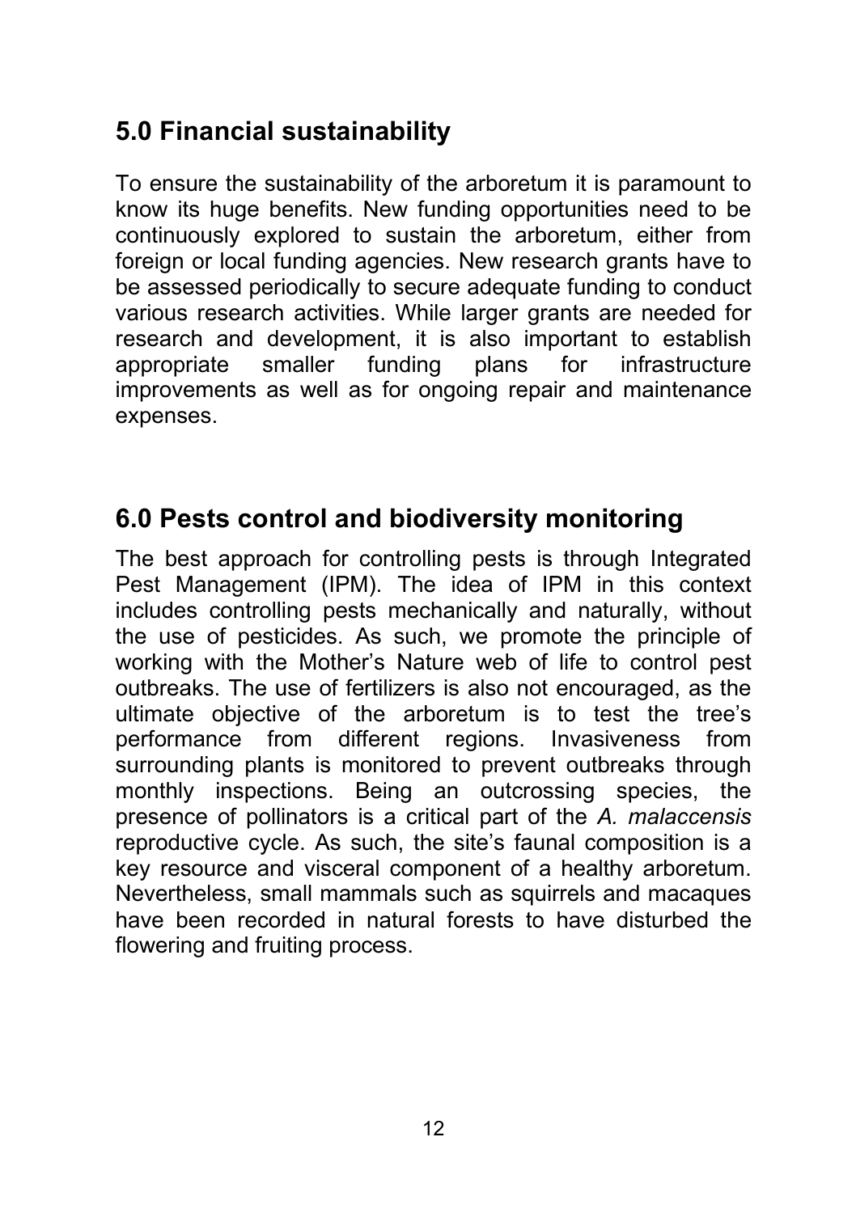## 5.0 Financial sustainability

To ensure the sustainability of the arboretum it is paramount to know its huge benefits. New funding opportunities need to be continuously explored to sustain the arboretum, either from foreign or local funding agencies. New research grants have to be assessed periodically to secure adequate funding to conduct various research activities. While larger grants are needed for research and development, it is also important to establish appropriate smaller funding plans for infrastructure improvements as well as for ongoing repair and maintenance expenses.

## 6.0 Pests control and biodiversity monitoring

The best approach for controlling pests is through Integrated Pest Management (IPM). The idea of IPM in this context includes controlling pests mechanically and naturally, without the use of pesticides. As such, we promote the principle of working with the Mother's Nature web of life to control pest outbreaks. The use of fertilizers is also not encouraged, as the ultimate objective of the arboretum is to test the tree's performance from different regions. Invasiveness from surrounding plants is monitored to prevent outbreaks through monthly inspections. Being an outcrossing species, the presence of pollinators is a critical part of the *A. malaccensis* reproductive cycle. As such, the site's faunal composition is a key resource and visceral component of a healthy arboretum. Nevertheless, small mammals such as squirrels and macaques have been recorded in natural forests to have disturbed the flowering and fruiting process.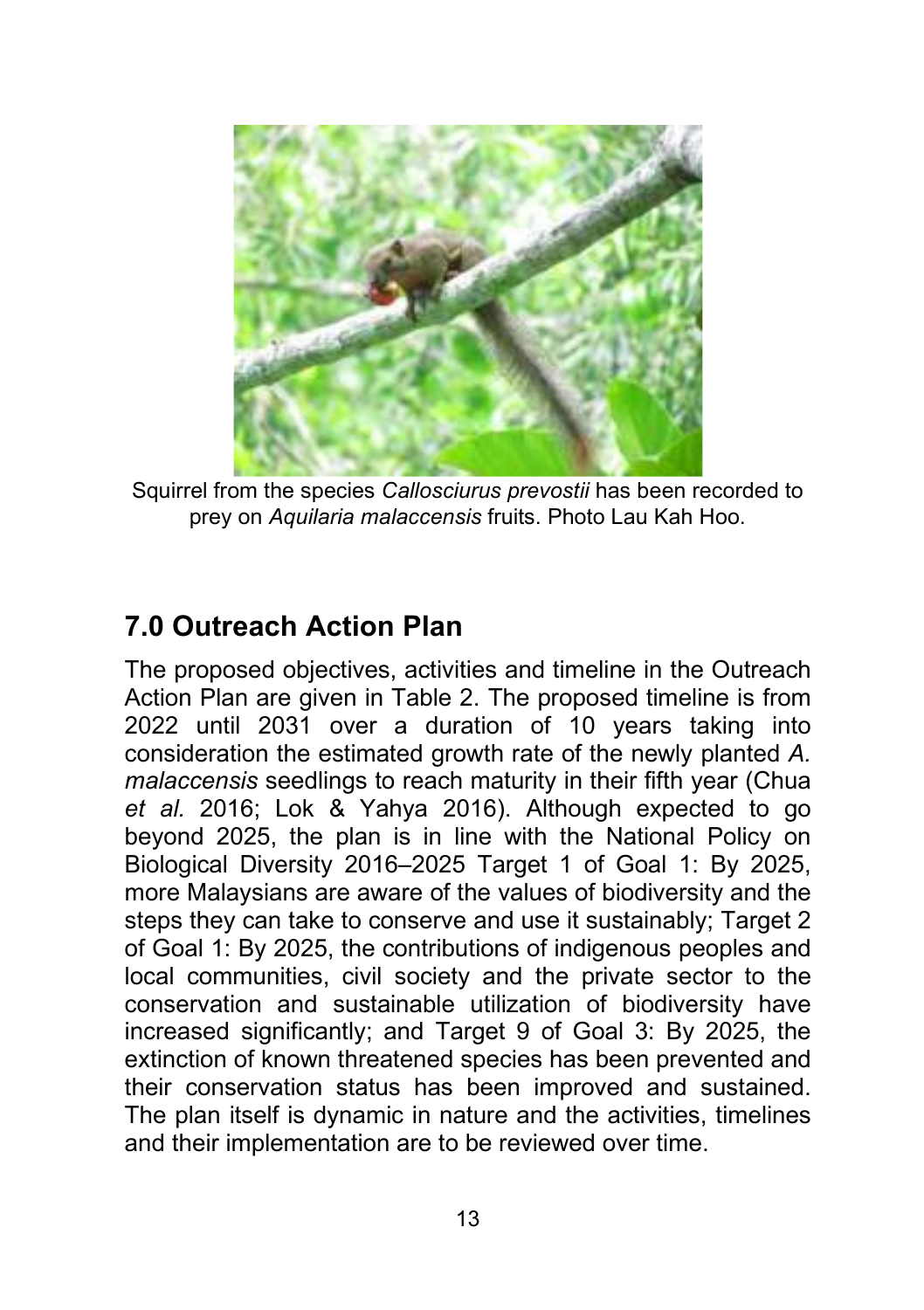Squirrel from the species *Callosciurus prevostii* has been recorded to prey on *Aquilaria malaccensis* fruits. Photo Lau Kah Hoo.

## 7.0 Outreach Action Plan

The proposed objectives, activities and timeline in the Outreach Action Plan are given in Table 2. The proposed timeline is from 2022 until 2031 over a duration of 10 years taking into consideration the estimated growth rate of the newly planted *A. malaccensis* seedlings to reach maturity in their fifth year (Chua *et al.* 2016; Lok & Yahya 2016). Although expected to go beyond 2025, the plan is in line with the National Policy on Biological Diversity 2016–2025 Target 1 of Goal 1: By 2025, more Malaysians are aware of the values of biodiversity and the steps they can take to conserve and use it sustainably; Target 2 of Goal 1: By 2025, the contributions of indigenous peoples and local communities, civil society and the private sector to the conservation and sustainable utilization of biodiversity have increased significantly; and Target 9 of Goal 3: By 2025, the extinction of known threatened species has been prevented and their conservation status has been improved and sustained. The plan itself is dynamic in nature and the activities, timelines and their implementation are to be reviewed over time.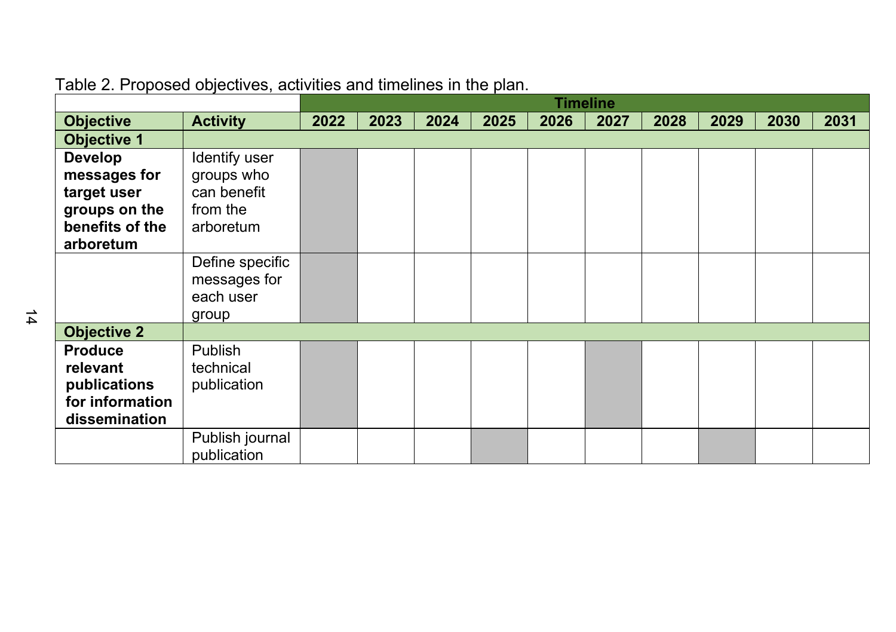Table 2. Proposed objectives, activities and timelines in the plan.

| | | Timeline | | | | | | | | | |
|---|---|---|---|---|---|---|---|---|---|---|---|
| **Objective** | **Activity** | **2022** | **2023** | **2024** | **2025** | **2026** | **2027** | **2028** | **2029** | **2030** | **2031** |
| **Objective 1** | | | | | | | | | | | |
| **Develop messages for target user groups on the benefits of the arboretum** | Identify user groups who can benefit from the arboretum | ■ | | | | | | | | | |
| | Define specific messages for each user group | ■ | | | | | | | | | |
| **Objective 2** | | | | | | | | | | | |
| **Produce relevant publications for information dissemination** | Publish technical publication | ■ | | | | | ■ | | | | |
| | Publish journal publication | | | | ■ | | | | ■ | | |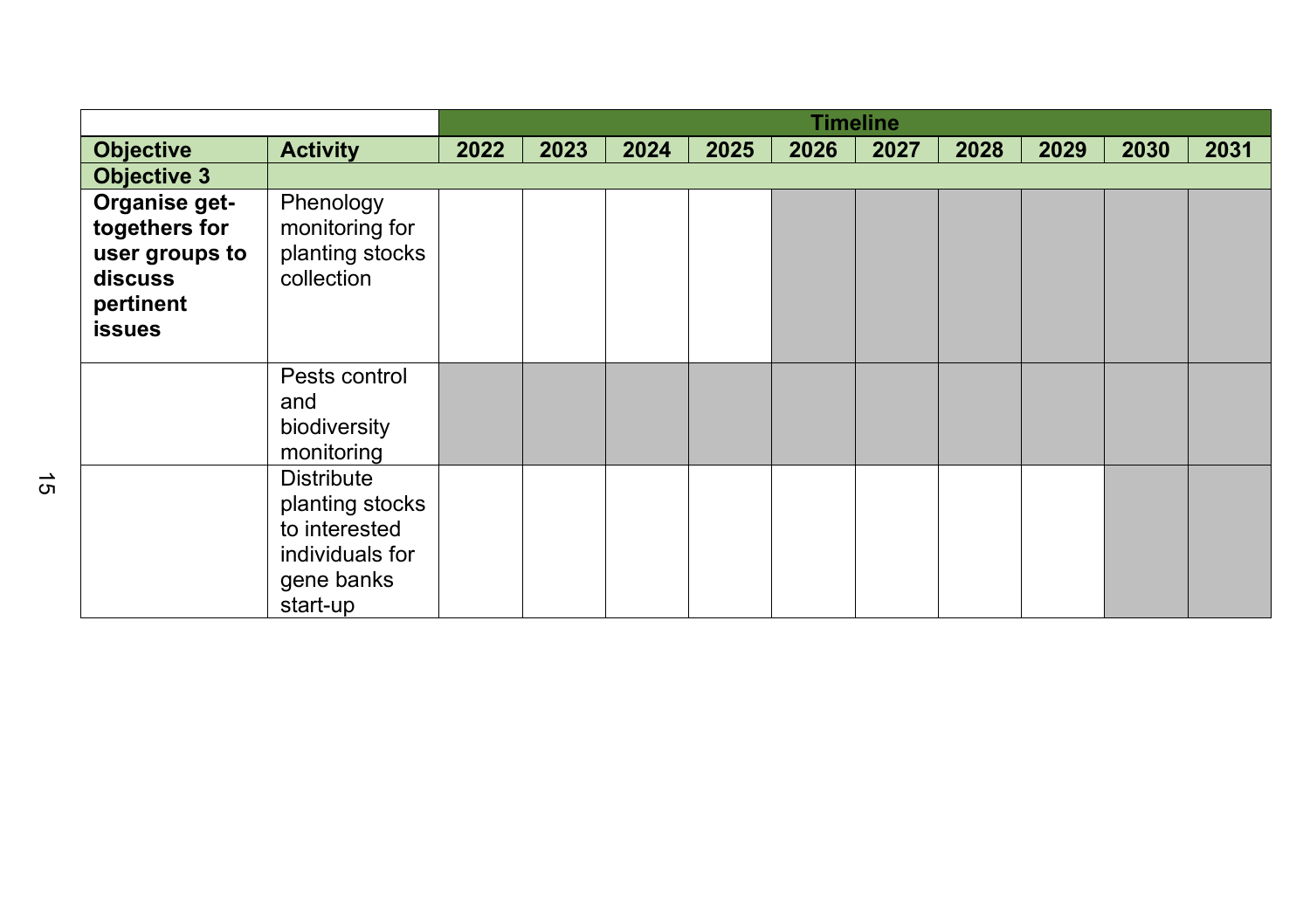| | | Timeline | | | | | | | | | |
|---|---|---|---|---|---|---|---|---|---|---|---|
| **Objective** | **Activity** | **2022** | **2023** | **2024** | **2025** | **2026** | **2027** | **2028** | **2029** | **2030** | **2031** |
| **Objective 3** | | | | | | | | | | | |
| **Organise get-togethers for user groups to discuss pertinent issues** | Phenology monitoring for planting stocks collection | | | | | ■ | ■ | ■ | ■ | ■ | ■ |
| | Pests control and biodiversity monitoring | ■ | ■ | ■ | ■ | ■ | ■ | ■ | ■ | ■ | ■ |
| | Distribute planting stocks to interested individuals for gene banks start-up | | | | | | | | | ■ | ■ |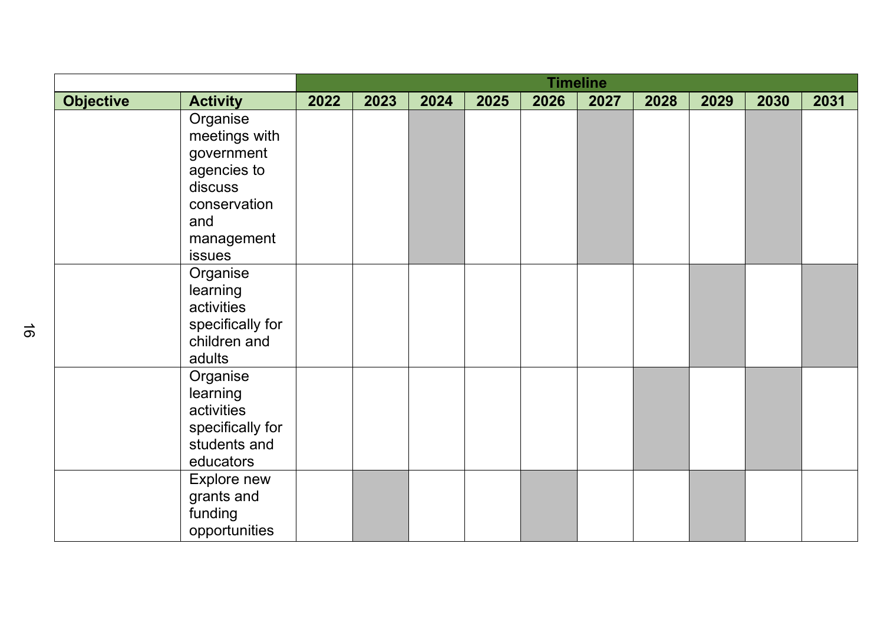| | | Timeline | | | | | | | | | |
|---|---|---|---|---|---|---|---|---|---|---|---|
| **Objective** | **Activity** | **2022** | **2023** | **2024** | **2025** | **2026** | **2027** | **2028** | **2029** | **2030** | **2031** |
| | Organise meetings with government agencies to discuss conservation and management issues | | | ■ | | | ■ | | | ■ | |
| | Organise learning activities specifically for children and adults | | | | | | | | ■ | | ■ |
| | Organise learning activities specifically for students and educators | | | | | | | ■ | | ■ | |
| | Explore new grants and funding opportunities | | ■ | | | ■ | | | ■ | | |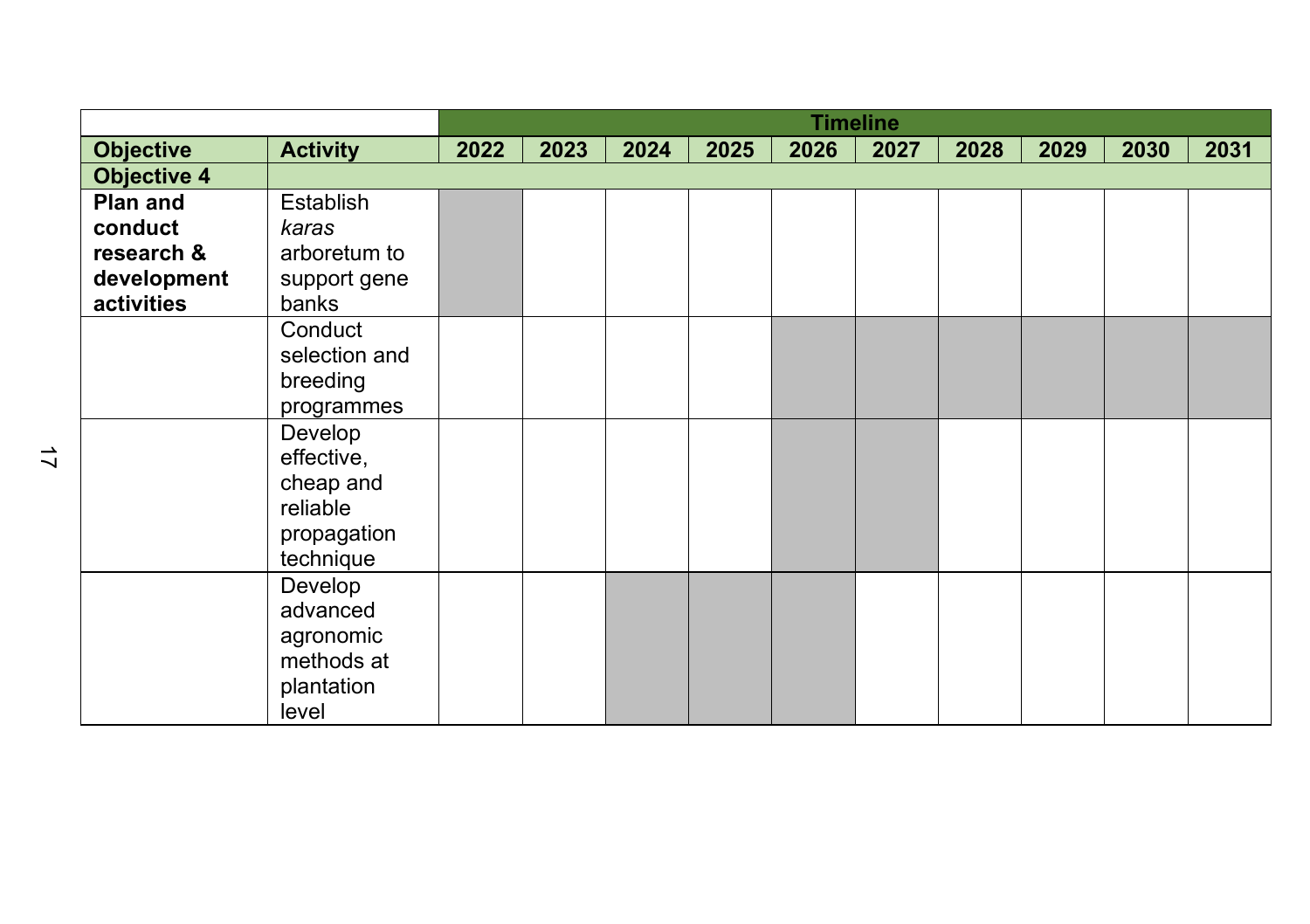| | | Timeline | | | | | | | | | |
|---|---|---|---|---|---|---|---|---|---|---|---|
| **Objective** | **Activity** | **2022** | **2023** | **2024** | **2025** | **2026** | **2027** | **2028** | **2029** | **2030** | **2031** |
| **Objective 4** | | | | | | | | | | | |
| **Plan and conduct research & development activities** | Establish *karas* arboretum to support gene banks | ■ | | | | | | | | | |
| | Conduct selection and breeding programmes | | | | | ■ | ■ | ■ | ■ | ■ | ■ |
| | Develop effective, cheap and reliable propagation technique | | | | | ■ | ■ | | | | |
| | Develop advanced agronomic methods at plantation level | | | ■ | ■ | ■ | | | | | |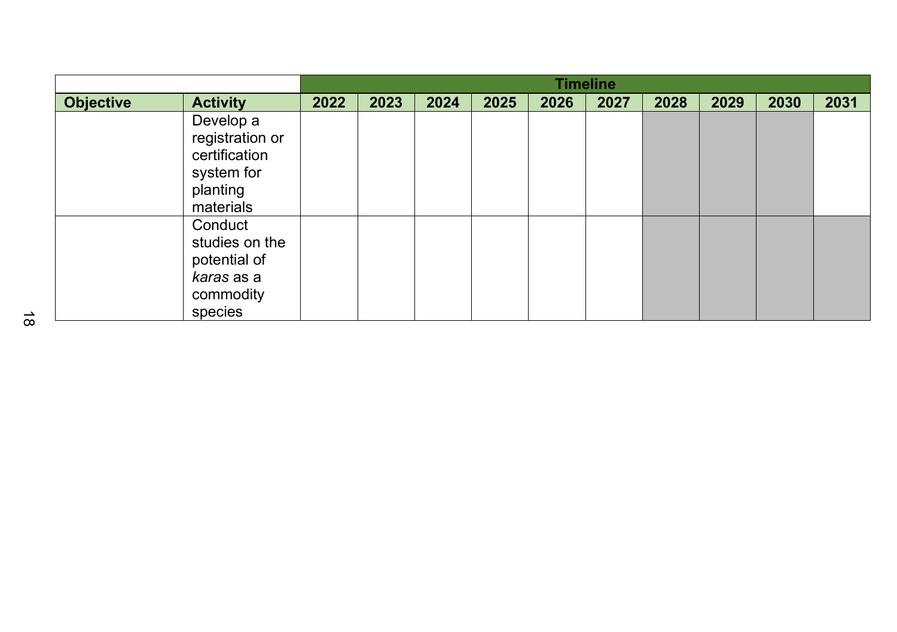| | | Timeline | | | | | | | | | |
|---|---|---|---|---|---|---|---|---|---|---|---|
| **Objective** | **Activity** | **2022** | **2023** | **2024** | **2025** | **2026** | **2027** | **2028** | **2029** | **2030** | **2031** |
| | Develop a registration or certification system for planting materials | | | | | | | | | | |
| | Conduct studies on the potential of *karas* as a commodity species | | | | | | | | | | |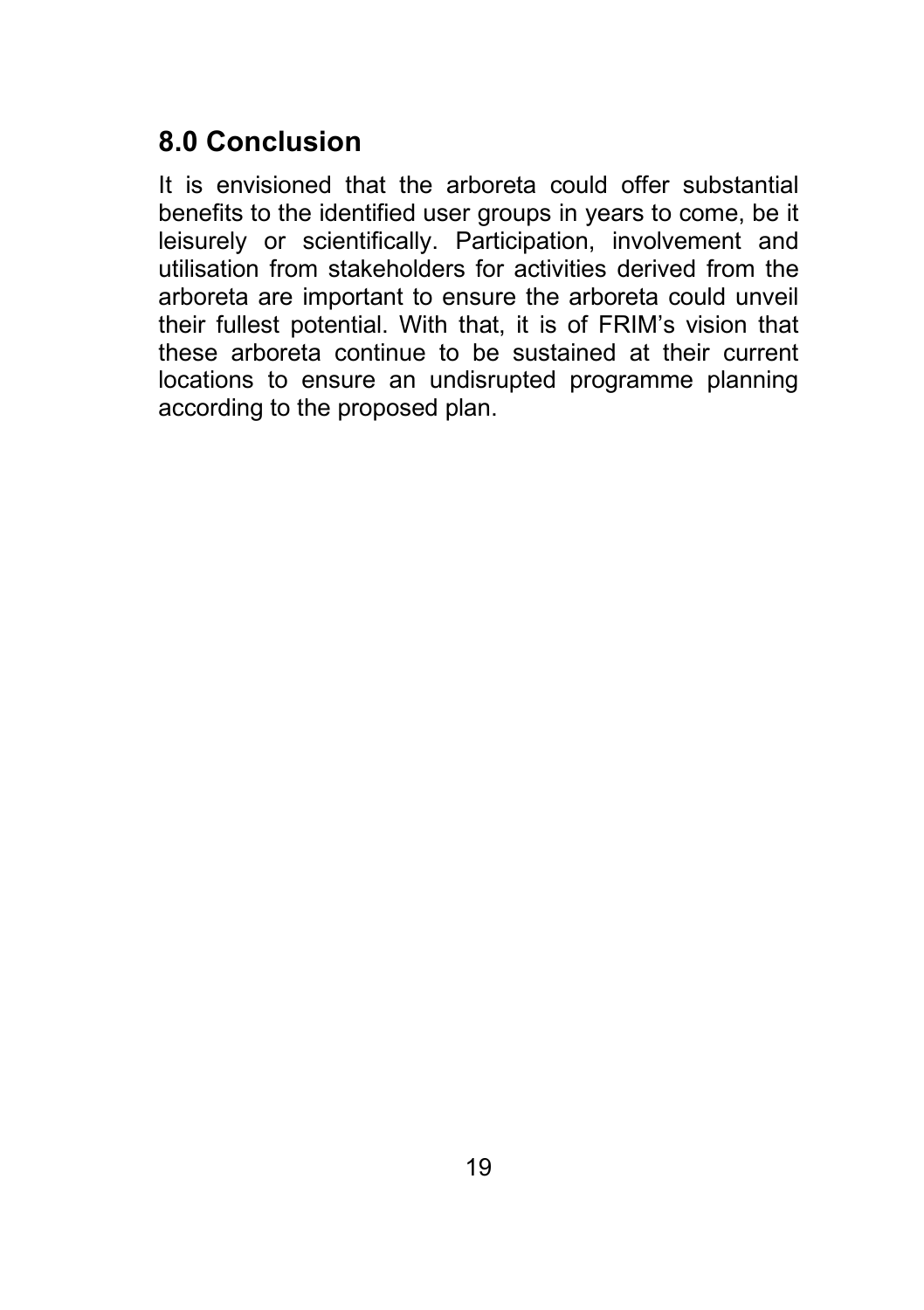## 8.0 Conclusion

It is envisioned that the arboreta could offer substantial benefits to the identified user groups in years to come, be it leisurely or scientifically. Participation, involvement and utilisation from stakeholders for activities derived from the arboreta are important to ensure the arboreta could unveil their fullest potential. With that, it is of FRIM's vision that these arboreta continue to be sustained at their current locations to ensure an undisrupted programme planning according to the proposed plan.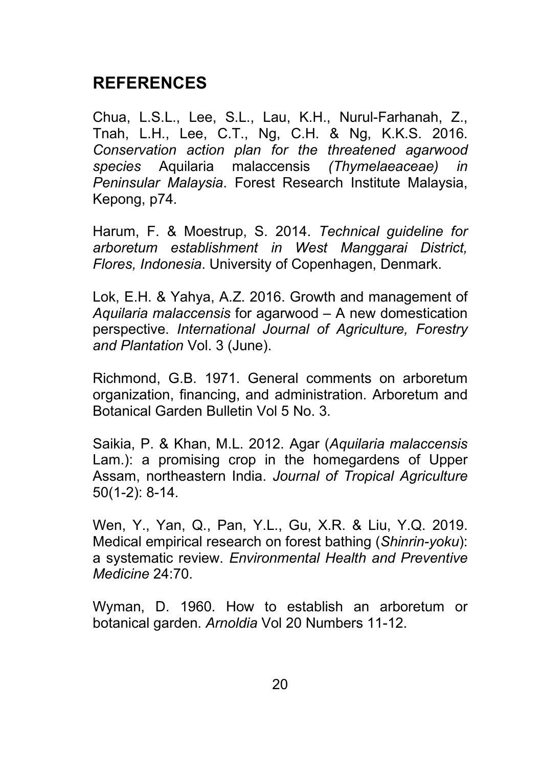## REFERENCES

Chua, L.S.L., Lee, S.L., Lau, K.H., Nurul-Farhanah, Z., Tnah, L.H., Lee, C.T., Ng, C.H. & Ng, K.K.S. 2016. *Conservation action plan for the threatened agarwood species* Aquilaria malaccensis *(Thymelaeaceae) in Peninsular Malaysia*. Forest Research Institute Malaysia, Kepong, p74.

Harum, F. & Moestrup, S. 2014. *Technical guideline for arboretum establishment in West Manggarai District, Flores, Indonesia*. University of Copenhagen, Denmark.

Lok, E.H. & Yahya, A.Z. 2016. Growth and management of *Aquilaria malaccensis* for agarwood – A new domestication perspective. *International Journal of Agriculture, Forestry and Plantation* Vol. 3 (June).

Richmond, G.B. 1971. General comments on arboretum organization, financing, and administration. Arboretum and Botanical Garden Bulletin Vol 5 No. 3.

Saikia, P. & Khan, M.L. 2012. Agar (*Aquilaria malaccensis* Lam.): a promising crop in the homegardens of Upper Assam, northeastern India. *Journal of Tropical Agriculture* 50(1-2): 8-14.

Wen, Y., Yan, Q., Pan, Y.L., Gu, X.R. & Liu, Y.Q. 2019. Medical empirical research on forest bathing (*Shinrin-yoku*): a systematic review. *Environmental Health and Preventive Medicine* 24:70.

Wyman, D. 1960. How to establish an arboretum or botanical garden. *Arnoldia* Vol 20 Numbers 11-12.